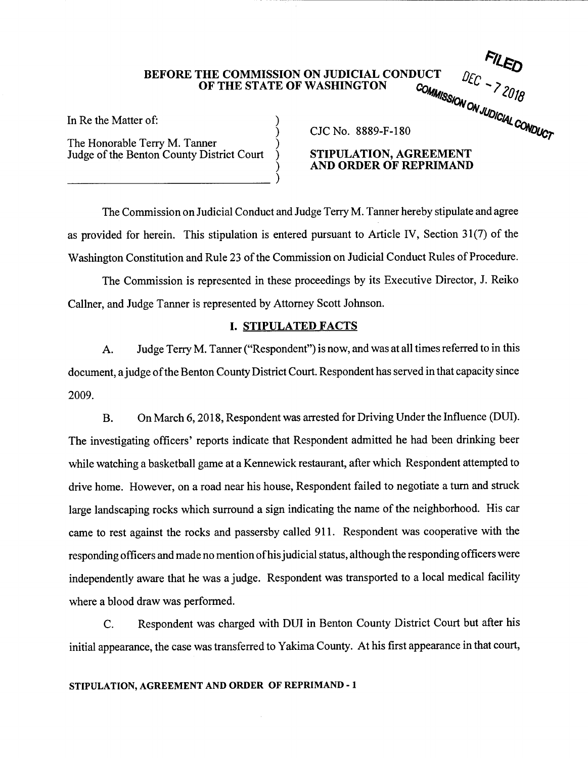FILED
DEC - 7 2018
COMMISSION ON JUDICIAL CONDUCT

**BEFORE THE COMMISSION ON JUDICIAL CONDUCT**
**OF THE STATE OF WASHINGTON**

In Re the Matter of:

The Honorable Terry M. Tanner
Judge of the Benton County District Court

CJC No. 8889-F-180

**STIPULATION, AGREEMENT AND ORDER OF REPRIMAND**

The Commission on Judicial Conduct and Judge Terry M. Tanner hereby stipulate and agree as provided for herein. This stipulation is entered pursuant to Article IV, Section 31(7) of the Washington Constitution and Rule 23 of the Commission on Judicial Conduct Rules of Procedure.

The Commission is represented in these proceedings by its Executive Director, J. Reiko Callner, and Judge Tanner is represented by Attorney Scott Johnson.

## I. STIPULATED FACTS

A. Judge Terry M. Tanner ("Respondent") is now, and was at all times referred to in this document, a judge of the Benton County District Court. Respondent has served in that capacity since 2009.

B. On March 6, 2018, Respondent was arrested for Driving Under the Influence (DUI). The investigating officers' reports indicate that Respondent admitted he had been drinking beer while watching a basketball game at a Kennewick restaurant, after which Respondent attempted to drive home. However, on a road near his house, Respondent failed to negotiate a turn and struck large landscaping rocks which surround a sign indicating the name of the neighborhood. His car came to rest against the rocks and passersby called 911. Respondent was cooperative with the responding officers and made no mention of his judicial status, although the responding officers were independently aware that he was a judge. Respondent was transported to a local medical facility where a blood draw was performed.

C. Respondent was charged with DUI in Benton County District Court but after his initial appearance, the case was transferred to Yakima County. At his first appearance in that court,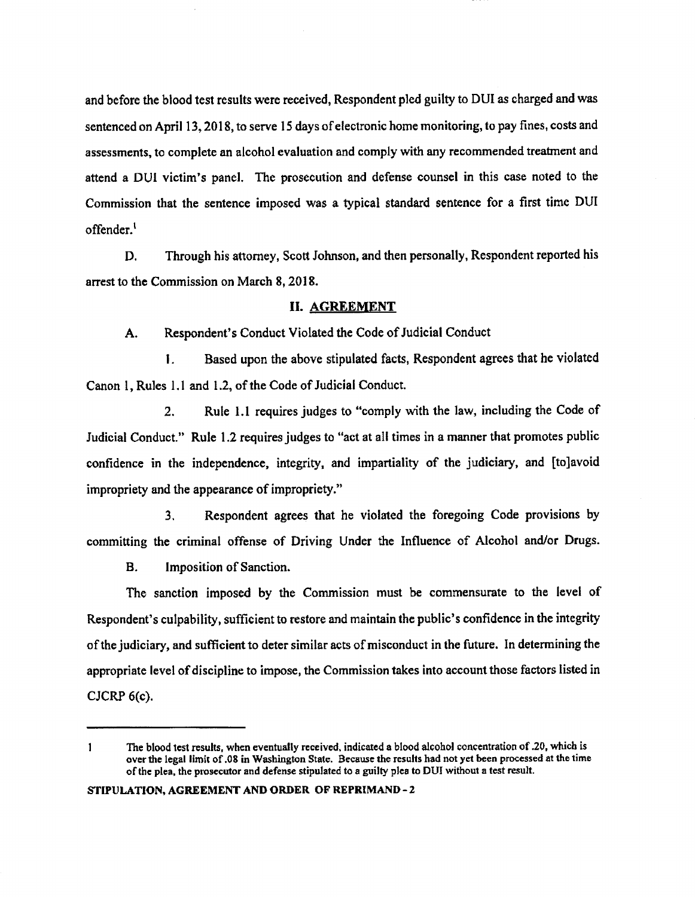and before the blood test results were received, Respondent pled guilty to DUI as charged and was sentenced on April 13, 2018, to serve 15 days of electronic home monitoring, to pay fines, costs and assessments, to complete an alcohol evaluation and comply with any recommended treatment and attend a DUI victim's panel. The prosecution and defense counsel in this case noted to the Commission that the sentence imposed was a typical standard sentence for a first time DUI offender.[1]

D. Through his attorney, Scott Johnson, and then personally, Respondent reported his arrest to the Commission on March 8, 2018.

## II. AGREEMENT

A. Respondent's Conduct Violated the Code of Judicial Conduct

1. Based upon the above stipulated facts, Respondent agrees that he violated Canon 1, Rules 1.1 and 1.2, of the Code of Judicial Conduct.

2. Rule 1.1 requires judges to "comply with the law, including the Code of Judicial Conduct." Rule 1.2 requires judges to "act at all times in a manner that promotes public confidence in the independence, integrity, and impartiality of the judiciary, and [to]avoid impropriety and the appearance of impropriety."

3. Respondent agrees that he violated the foregoing Code provisions by committing the criminal offense of Driving Under the Influence of Alcohol and/or Drugs.

B. Imposition of Sanction.

The sanction imposed by the Commission must be commensurate to the level of Respondent's culpability, sufficient to restore and maintain the public's confidence in the integrity of the judiciary, and sufficient to deter similar acts of misconduct in the future. In determining the appropriate level of discipline to impose, the Commission takes into account those factors listed in CJCRP 6(c).

---

[1] The blood test results, when eventually received, indicated a blood alcohol concentration of .20, which is over the legal limit of .08 in Washington State. Because the results had not yet been processed at the time of the plea, the prosecutor and defense stipulated to a guilty plea to DUI without a test result.

**STIPULATION, AGREEMENT AND ORDER OF REPRIMAND - 2**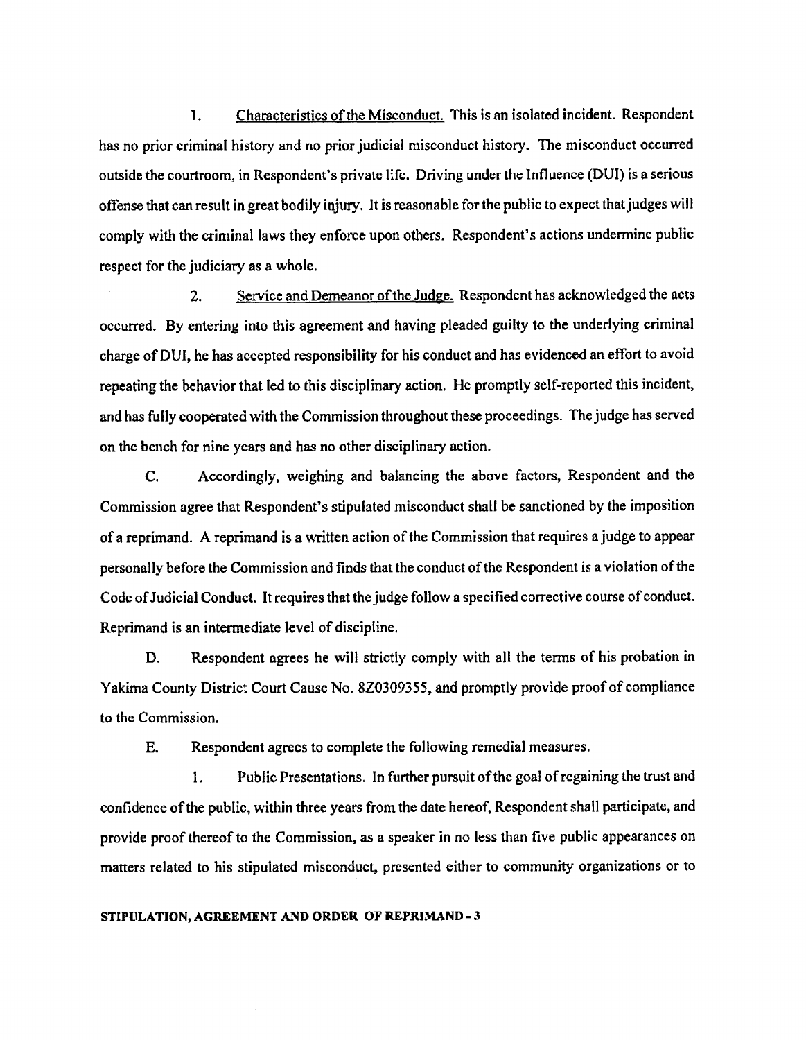1. Characteristics of the Misconduct. This is an isolated incident. Respondent has no prior criminal history and no prior judicial misconduct history. The misconduct occurred outside the courtroom, in Respondent's private life. Driving under the Influence (DUI) is a serious offense that can result in great bodily injury. It is reasonable for the public to expect that judges will comply with the criminal laws they enforce upon others. Respondent's actions undermine public respect for the judiciary as a whole.

2. Service and Demeanor of the Judge. Respondent has acknowledged the acts occurred. By entering into this agreement and having pleaded guilty to the underlying criminal charge of DUI, he has accepted responsibility for his conduct and has evidenced an effort to avoid repeating the behavior that led to this disciplinary action. He promptly self-reported this incident, and has fully cooperated with the Commission throughout these proceedings. The judge has served on the bench for nine years and has no other disciplinary action.

C. Accordingly, weighing and balancing the above factors, Respondent and the Commission agree that Respondent's stipulated misconduct shall be sanctioned by the imposition of a reprimand. A reprimand is a written action of the Commission that requires a judge to appear personally before the Commission and finds that the conduct of the Respondent is a violation of the Code of Judicial Conduct. It requires that the judge follow a specified corrective course of conduct. Reprimand is an intermediate level of discipline.

D. Respondent agrees he will strictly comply with all the terms of his probation in Yakima County District Court Cause No. 8Z0309355, and promptly provide proof of compliance to the Commission.

E. Respondent agrees to complete the following remedial measures.

1. Public Presentations. In further pursuit of the goal of regaining the trust and confidence of the public, within three years from the date hereof, Respondent shall participate, and provide proof thereof to the Commission, as a speaker in no less than five public appearances on matters related to his stipulated misconduct, presented either to community organizations or to

STIPULATION, AGREEMENT AND ORDER OF REPRIMAND - 3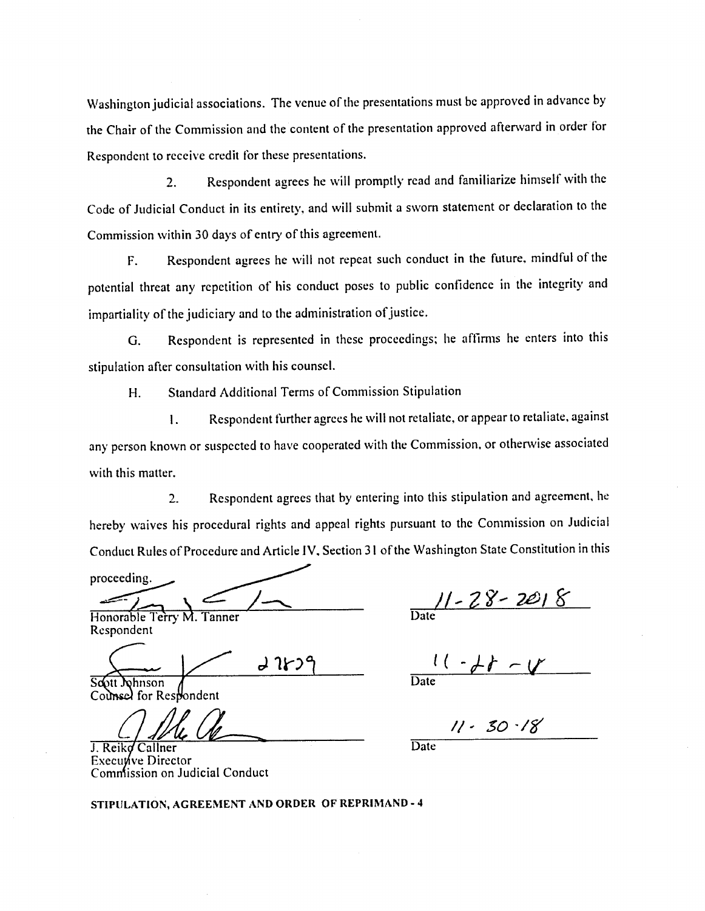Washington judicial associations. The venue of the presentations must be approved in advance by the Chair of the Commission and the content of the presentation approved afterward in order for Respondent to receive credit for these presentations.

2. Respondent agrees he will promptly read and familiarize himself with the Code of Judicial Conduct in its entirety, and will submit a sworn statement or declaration to the Commission within 30 days of entry of this agreement.

F. Respondent agrees he will not repeat such conduct in the future, mindful of the potential threat any repetition of his conduct poses to public confidence in the integrity and impartiality of the judiciary and to the administration of justice.

G. Respondent is represented in these proceedings; he affirms he enters into this stipulation after consultation with his counsel.

H. Standard Additional Terms of Commission Stipulation

1. Respondent further agrees he will not retaliate, or appear to retaliate, against any person known or suspected to have cooperated with the Commission, or otherwise associated with this matter.

2. Respondent agrees that by entering into this stipulation and agreement, he hereby waives his procedural rights and appeal rights pursuant to the Commission on Judicial Conduct Rules of Procedure and Article IV, Section 31 of the Washington State Constitution in this proceeding.

Honorable Terry M. Tanner
Respondent

Date: 11-28-2018

27829
Scott Johnson
Counsel for Respondent

Date: 11-28-18

J. Reiko Callner
Executive Director
Commission on Judicial Conduct

Date: 11-30-18

**STIPULATION, AGREEMENT AND ORDER OF REPRIMAND - 4**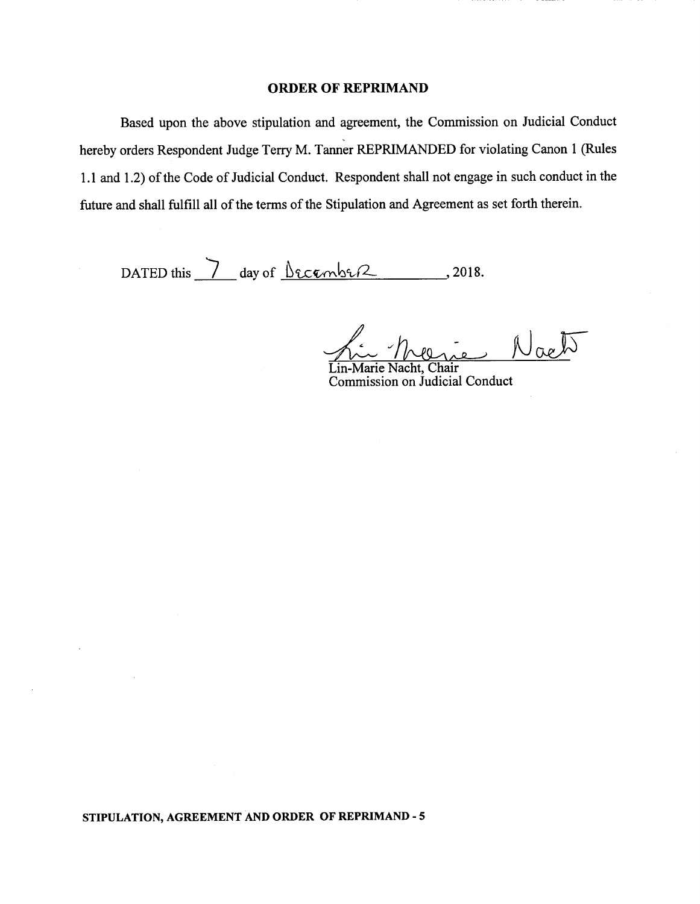## ORDER OF REPRIMAND

Based upon the above stipulation and agreement, the Commission on Judicial Conduct hereby orders Respondent Judge Terry M. Tanner REPRIMANDED for violating Canon 1 (Rules 1.1 and 1.2) of the Code of Judicial Conduct. Respondent shall not engage in such conduct in the future and shall fulfill all of the terms of the Stipulation and Agreement as set forth therein.

DATED this 7 day of December, 2018.

Lin-Marie Nacht, Chair
Commission on Judicial Conduct

**STIPULATION, AGREEMENT AND ORDER OF REPRIMAND - 5**